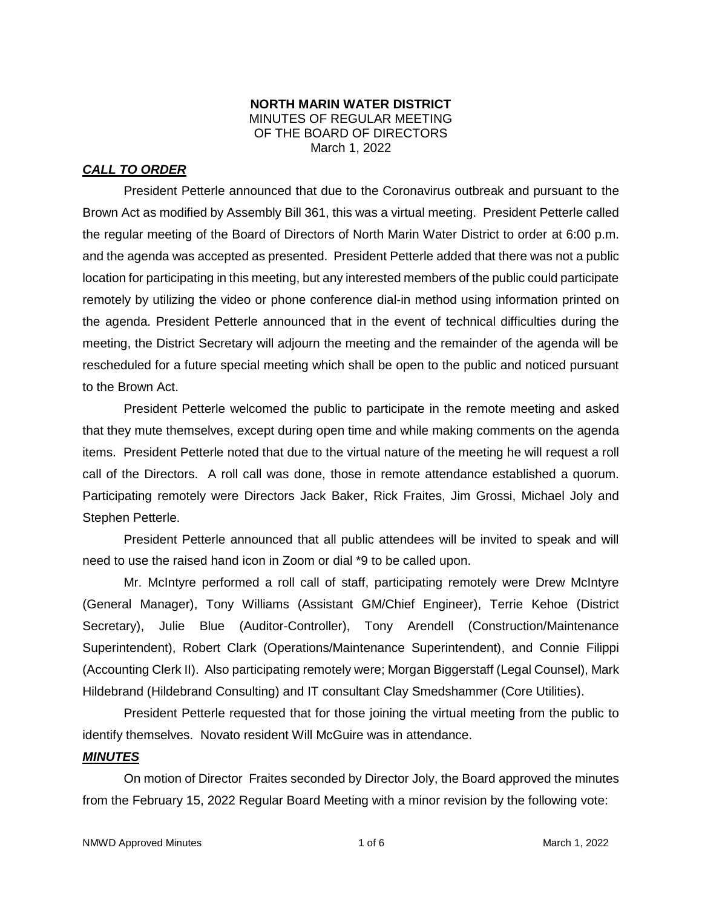**NORTH MARIN WATER DISTRICT**
MINUTES OF REGULAR MEETING
OF THE BOARD OF DIRECTORS
March 1, 2022

***CALL TO ORDER***

President Petterle announced that due to the Coronavirus outbreak and pursuant to the Brown Act as modified by Assembly Bill 361, this was a virtual meeting. President Petterle called the regular meeting of the Board of Directors of North Marin Water District to order at 6:00 p.m. and the agenda was accepted as presented. President Petterle added that there was not a public location for participating in this meeting, but any interested members of the public could participate remotely by utilizing the video or phone conference dial-in method using information printed on the agenda. President Petterle announced that in the event of technical difficulties during the meeting, the District Secretary will adjourn the meeting and the remainder of the agenda will be rescheduled for a future special meeting which shall be open to the public and noticed pursuant to the Brown Act.

President Petterle welcomed the public to participate in the remote meeting and asked that they mute themselves, except during open time and while making comments on the agenda items. President Petterle noted that due to the virtual nature of the meeting he will request a roll call of the Directors. A roll call was done, those in remote attendance established a quorum. Participating remotely were Directors Jack Baker, Rick Fraites, Jim Grossi, Michael Joly and Stephen Petterle.

President Petterle announced that all public attendees will be invited to speak and will need to use the raised hand icon in Zoom or dial *9 to be called upon.

Mr. McIntyre performed a roll call of staff, participating remotely were Drew McIntyre (General Manager), Tony Williams (Assistant GM/Chief Engineer), Terrie Kehoe (District Secretary), Julie Blue (Auditor-Controller), Tony Arendell (Construction/Maintenance Superintendent), Robert Clark (Operations/Maintenance Superintendent), and Connie Filippi (Accounting Clerk II). Also participating remotely were; Morgan Biggerstaff (Legal Counsel), Mark Hildebrand (Hildebrand Consulting) and IT consultant Clay Smedshammer (Core Utilities).

President Petterle requested that for those joining the virtual meeting from the public to identify themselves. Novato resident Will McGuire was in attendance.

***MINUTES***

On motion of Director Fraites seconded by Director Joly, the Board approved the minutes from the February 15, 2022 Regular Board Meeting with a minor revision by the following vote: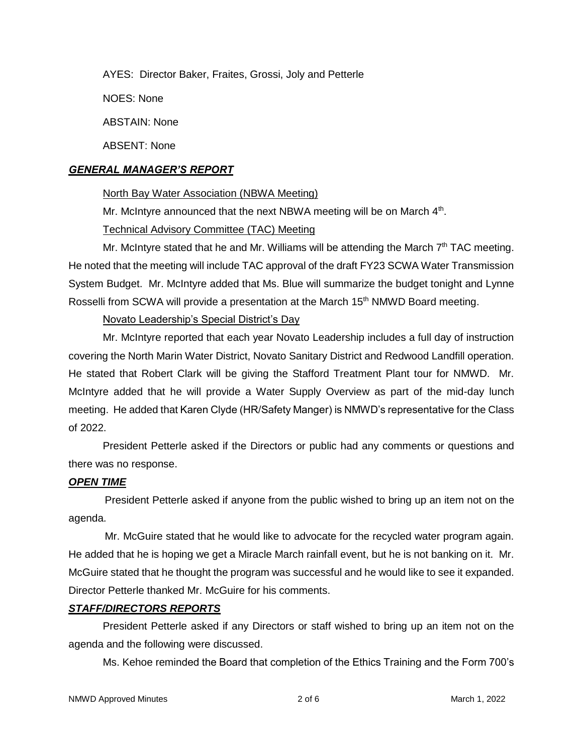AYES: Director Baker, Fraites, Grossi, Joly and Petterle

NOES: None

ABSTAIN: None

ABSENT: None

***GENERAL MANAGER'S REPORT***

North Bay Water Association (NBWA Meeting)

Mr. McIntyre announced that the next NBWA meeting will be on March 4th.

Technical Advisory Committee (TAC) Meeting

Mr. McIntyre stated that he and Mr. Williams will be attending the March 7th TAC meeting. He noted that the meeting will include TAC approval of the draft FY23 SCWA Water Transmission System Budget. Mr. McIntyre added that Ms. Blue will summarize the budget tonight and Lynne Rosselli from SCWA will provide a presentation at the March 15th NMWD Board meeting.

Novato Leadership's Special District's Day

Mr. McIntyre reported that each year Novato Leadership includes a full day of instruction covering the North Marin Water District, Novato Sanitary District and Redwood Landfill operation. He stated that Robert Clark will be giving the Stafford Treatment Plant tour for NMWD. Mr. McIntyre added that he will provide a Water Supply Overview as part of the mid-day lunch meeting. He added that Karen Clyde (HR/Safety Manger) is NMWD's representative for the Class of 2022.

President Petterle asked if the Directors or public had any comments or questions and there was no response.

***OPEN TIME***

President Petterle asked if anyone from the public wished to bring up an item not on the agenda.

Mr. McGuire stated that he would like to advocate for the recycled water program again. He added that he is hoping we get a Miracle March rainfall event, but he is not banking on it. Mr. McGuire stated that he thought the program was successful and he would like to see it expanded. Director Petterle thanked Mr. McGuire for his comments.

***STAFF/DIRECTORS REPORTS***

President Petterle asked if any Directors or staff wished to bring up an item not on the agenda and the following were discussed.

Ms. Kehoe reminded the Board that completion of the Ethics Training and the Form 700's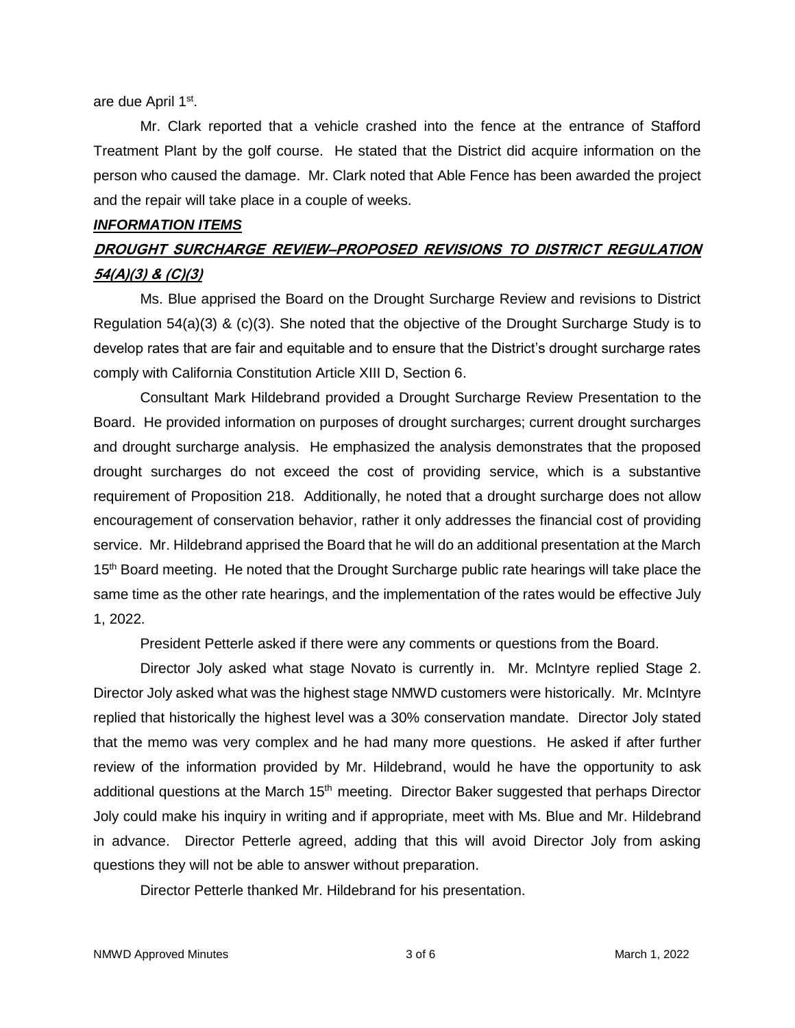are due April 1st.

Mr. Clark reported that a vehicle crashed into the fence at the entrance of Stafford Treatment Plant by the golf course. He stated that the District did acquire information on the person who caused the damage. Mr. Clark noted that Able Fence has been awarded the project and the repair will take place in a couple of weeks.

***INFORMATION ITEMS***

***DROUGHT SURCHARGE REVIEW–PROPOSED REVISIONS TO DISTRICT REGULATION 54(A)(3) & (C)(3)***

Ms. Blue apprised the Board on the Drought Surcharge Review and revisions to District Regulation 54(a)(3) & (c)(3). She noted that the objective of the Drought Surcharge Study is to develop rates that are fair and equitable and to ensure that the District's drought surcharge rates comply with California Constitution Article XIII D, Section 6.

Consultant Mark Hildebrand provided a Drought Surcharge Review Presentation to the Board. He provided information on purposes of drought surcharges; current drought surcharges and drought surcharge analysis. He emphasized the analysis demonstrates that the proposed drought surcharges do not exceed the cost of providing service, which is a substantive requirement of Proposition 218. Additionally, he noted that a drought surcharge does not allow encouragement of conservation behavior, rather it only addresses the financial cost of providing service. Mr. Hildebrand apprised the Board that he will do an additional presentation at the March 15th Board meeting. He noted that the Drought Surcharge public rate hearings will take place the same time as the other rate hearings, and the implementation of the rates would be effective July 1, 2022.

President Petterle asked if there were any comments or questions from the Board.

Director Joly asked what stage Novato is currently in. Mr. McIntyre replied Stage 2. Director Joly asked what was the highest stage NMWD customers were historically. Mr. McIntyre replied that historically the highest level was a 30% conservation mandate. Director Joly stated that the memo was very complex and he had many more questions. He asked if after further review of the information provided by Mr. Hildebrand, would he have the opportunity to ask additional questions at the March 15th meeting. Director Baker suggested that perhaps Director Joly could make his inquiry in writing and if appropriate, meet with Ms. Blue and Mr. Hildebrand in advance. Director Petterle agreed, adding that this will avoid Director Joly from asking questions they will not be able to answer without preparation.

Director Petterle thanked Mr. Hildebrand for his presentation.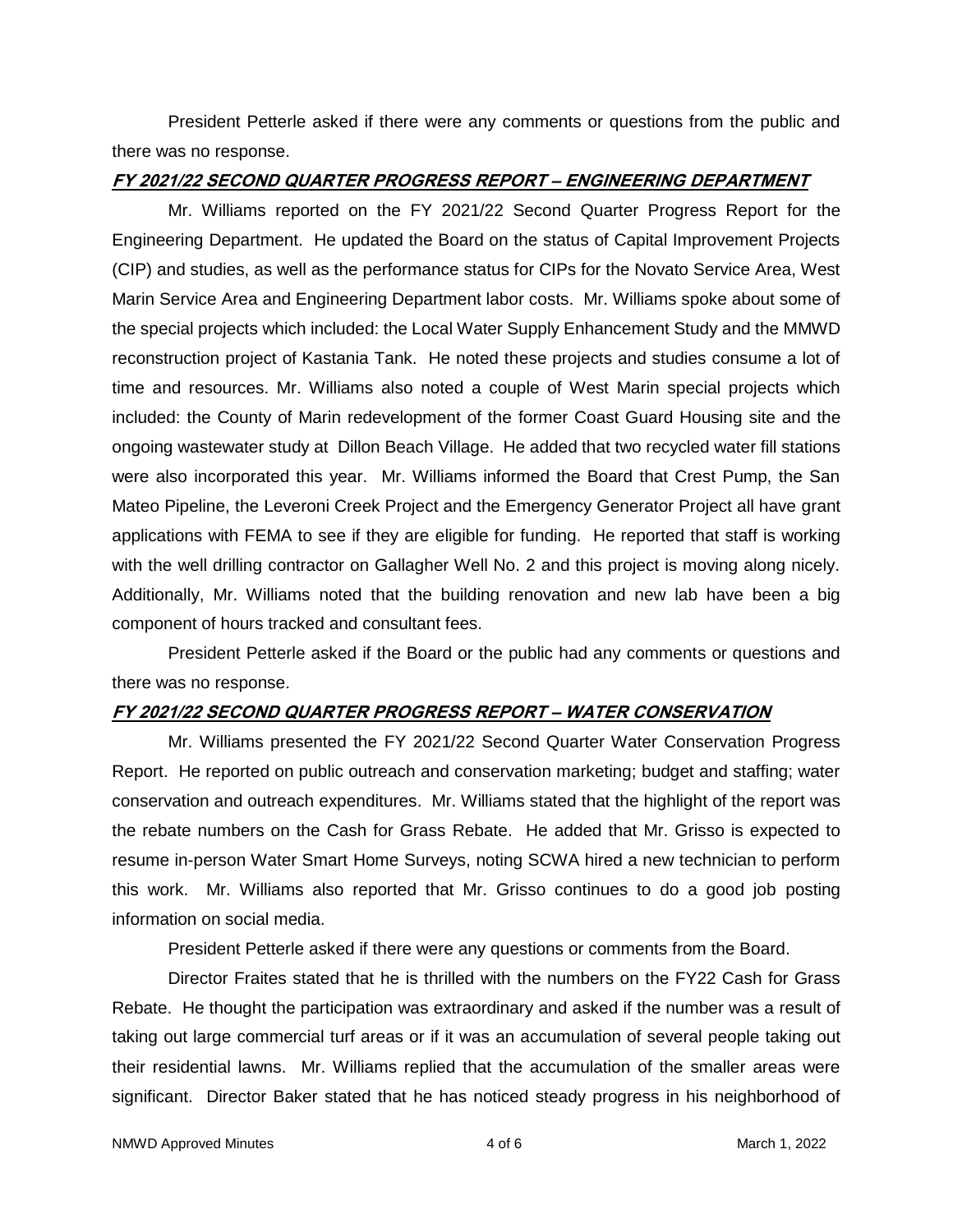President Petterle asked if there were any comments or questions from the public and there was no response.

## FY 2021/22 SECOND QUARTER PROGRESS REPORT – ENGINEERING DEPARTMENT

Mr. Williams reported on the FY 2021/22 Second Quarter Progress Report for the Engineering Department. He updated the Board on the status of Capital Improvement Projects (CIP) and studies, as well as the performance status for CIPs for the Novato Service Area, West Marin Service Area and Engineering Department labor costs. Mr. Williams spoke about some of the special projects which included: the Local Water Supply Enhancement Study and the MMWD reconstruction project of Kastania Tank. He noted these projects and studies consume a lot of time and resources. Mr. Williams also noted a couple of West Marin special projects which included: the County of Marin redevelopment of the former Coast Guard Housing site and the ongoing wastewater study at Dillon Beach Village. He added that two recycled water fill stations were also incorporated this year. Mr. Williams informed the Board that Crest Pump, the San Mateo Pipeline, the Leveroni Creek Project and the Emergency Generator Project all have grant applications with FEMA to see if they are eligible for funding. He reported that staff is working with the well drilling contractor on Gallagher Well No. 2 and this project is moving along nicely. Additionally, Mr. Williams noted that the building renovation and new lab have been a big component of hours tracked and consultant fees.

President Petterle asked if the Board or the public had any comments or questions and there was no response.

## FY 2021/22 SECOND QUARTER PROGRESS REPORT – WATER CONSERVATION

Mr. Williams presented the FY 2021/22 Second Quarter Water Conservation Progress Report. He reported on public outreach and conservation marketing; budget and staffing; water conservation and outreach expenditures. Mr. Williams stated that the highlight of the report was the rebate numbers on the Cash for Grass Rebate. He added that Mr. Grisso is expected to resume in-person Water Smart Home Surveys, noting SCWA hired a new technician to perform this work. Mr. Williams also reported that Mr. Grisso continues to do a good job posting information on social media.

President Petterle asked if there were any questions or comments from the Board.

Director Fraites stated that he is thrilled with the numbers on the FY22 Cash for Grass Rebate. He thought the participation was extraordinary and asked if the number was a result of taking out large commercial turf areas or if it was an accumulation of several people taking out their residential lawns. Mr. Williams replied that the accumulation of the smaller areas were significant. Director Baker stated that he has noticed steady progress in his neighborhood of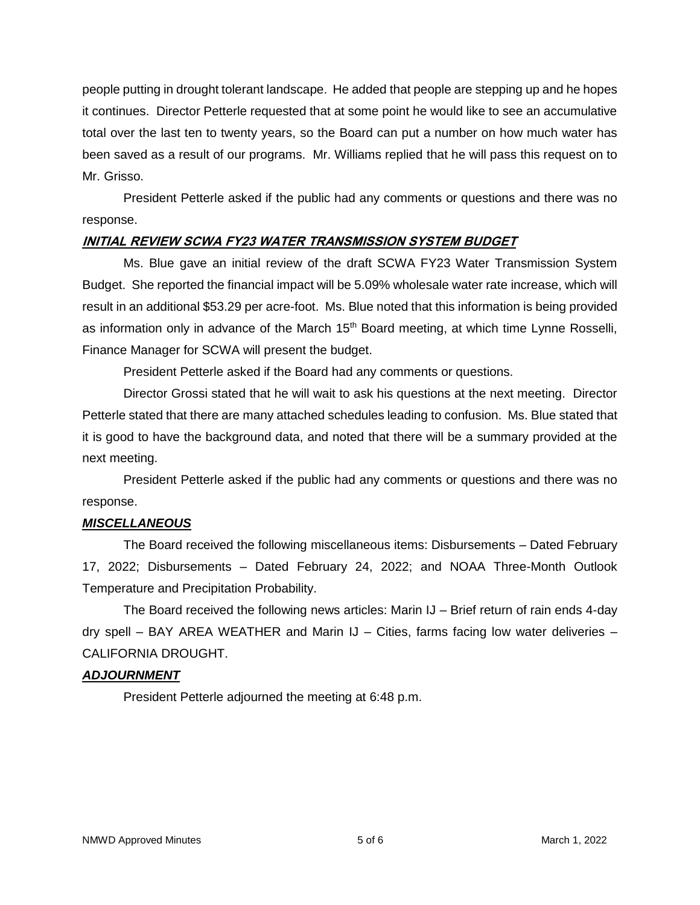people putting in drought tolerant landscape. He added that people are stepping up and he hopes it continues. Director Petterle requested that at some point he would like to see an accumulative total over the last ten to twenty years, so the Board can put a number on how much water has been saved as a result of our programs. Mr. Williams replied that he will pass this request on to Mr. Grisso.

President Petterle asked if the public had any comments or questions and there was no response.

***INITIAL REVIEW SCWA FY23 WATER TRANSMISSION SYSTEM BUDGET***

Ms. Blue gave an initial review of the draft SCWA FY23 Water Transmission System Budget. She reported the financial impact will be 5.09% wholesale water rate increase, which will result in an additional $53.29 per acre-foot. Ms. Blue noted that this information is being provided as information only in advance of the March 15th Board meeting, at which time Lynne Rosselli, Finance Manager for SCWA will present the budget.

President Petterle asked if the Board had any comments or questions.

Director Grossi stated that he will wait to ask his questions at the next meeting. Director Petterle stated that there are many attached schedules leading to confusion. Ms. Blue stated that it is good to have the background data, and noted that there will be a summary provided at the next meeting.

President Petterle asked if the public had any comments or questions and there was no response.

***MISCELLANEOUS***

The Board received the following miscellaneous items: Disbursements – Dated February 17, 2022; Disbursements – Dated February 24, 2022; and NOAA Three-Month Outlook Temperature and Precipitation Probability.

The Board received the following news articles: Marin IJ – Brief return of rain ends 4-day dry spell – BAY AREA WEATHER and Marin IJ – Cities, farms facing low water deliveries – CALIFORNIA DROUGHT.

***ADJOURNMENT***

President Petterle adjourned the meeting at 6:48 p.m.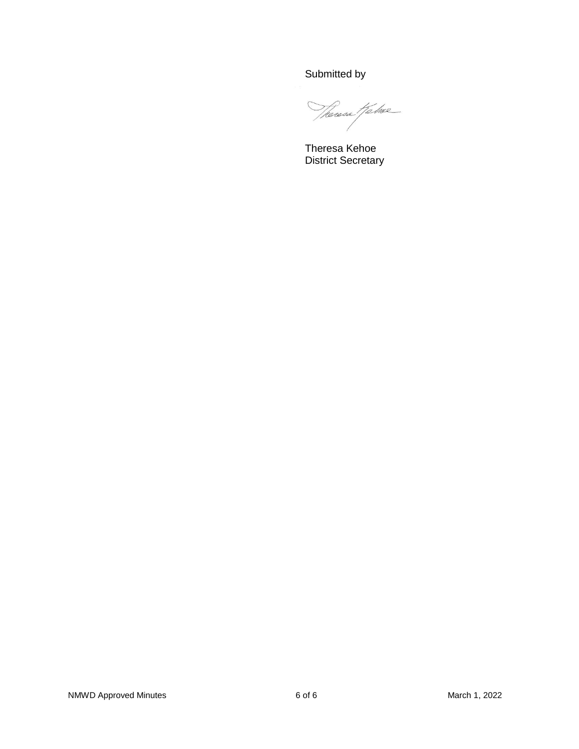Submitted by

Theresa Kehoe
District Secretary